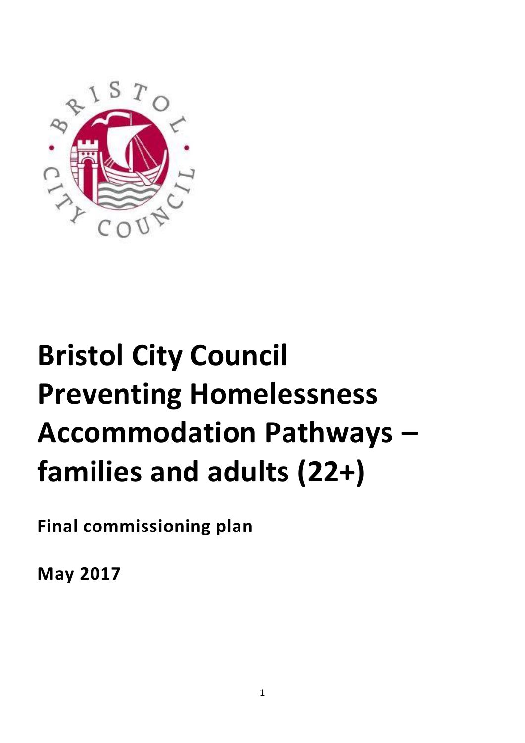# Bristol City Council Preventing Homelessness Accommodation Pathways – families and adults (22+)

**Final commissioning plan**

**May 2017**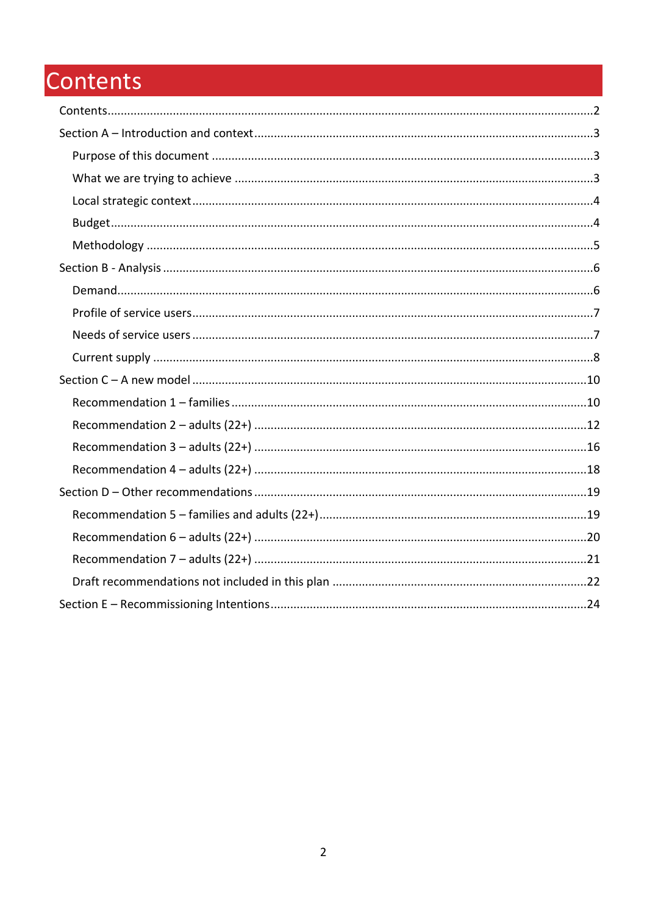# Contents

- Contents .... 2
- Section A – Introduction and context .... 3
  - Purpose of this document .... 3
  - What we are trying to achieve .... 3
  - Local strategic context .... 4
  - Budget .... 4
  - Methodology .... 5
- Section B - Analysis .... 6
  - Demand .... 6
  - Profile of service users .... 7
  - Needs of service users .... 7
  - Current supply .... 8
- Section C – A new model .... 10
  - Recommendation 1 – families .... 10
  - Recommendation 2 – adults (22+) .... 12
  - Recommendation 3 – adults (22+) .... 16
  - Recommendation 4 – adults (22+) .... 18
- Section D – Other recommendations .... 19
  - Recommendation 5 – families and adults (22+) .... 19
  - Recommendation 6 – adults (22+) .... 20
  - Recommendation 7 – adults (22+) .... 21
  - Draft recommendations not included in this plan .... 22
- Section E – Recommissioning Intentions .... 24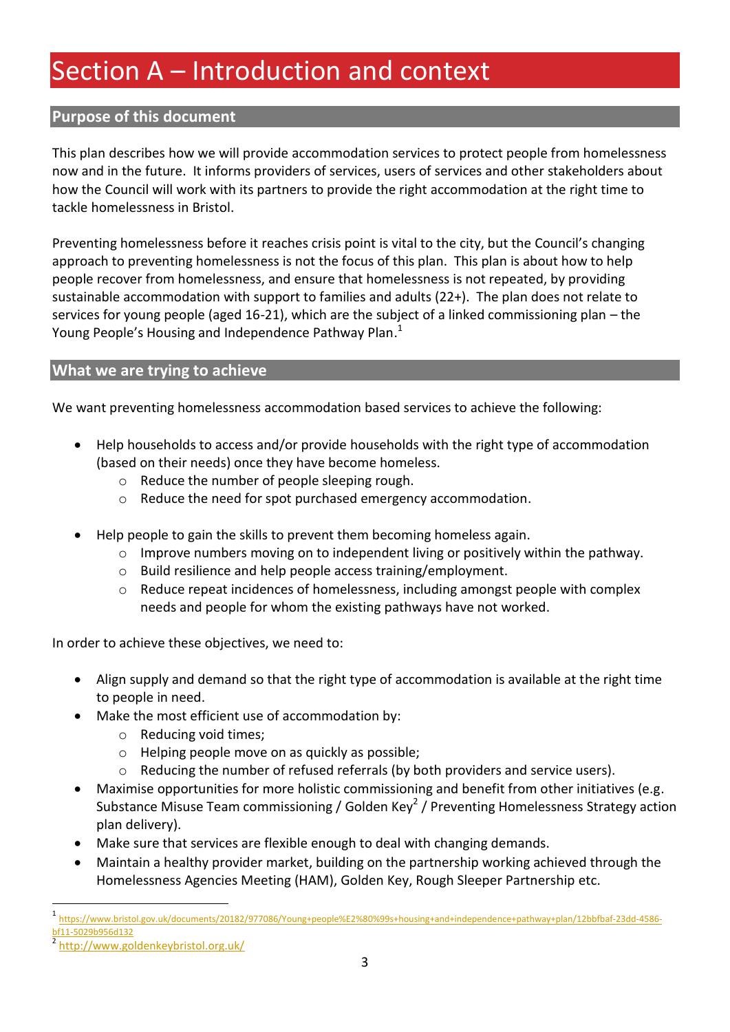# Section A – Introduction and context

## Purpose of this document

This plan describes how we will provide accommodation services to protect people from homelessness now and in the future. It informs providers of services, users of services and other stakeholders about how the Council will work with its partners to provide the right accommodation at the right time to tackle homelessness in Bristol.

Preventing homelessness before it reaches crisis point is vital to the city, but the Council's changing approach to preventing homelessness is not the focus of this plan. This plan is about how to help people recover from homelessness, and ensure that homelessness is not repeated, by providing sustainable accommodation with support to families and adults (22+). The plan does not relate to services for young people (aged 16-21), which are the subject of a linked commissioning plan – the Young People's Housing and Independence Pathway Plan.[1]

## What we are trying to achieve

We want preventing homelessness accommodation based services to achieve the following:

- Help households to access and/or provide households with the right type of accommodation (based on their needs) once they have become homeless.
  - Reduce the number of people sleeping rough.
  - Reduce the need for spot purchased emergency accommodation.

- Help people to gain the skills to prevent them becoming homeless again.
  - Improve numbers moving on to independent living or positively within the pathway.
  - Build resilience and help people access training/employment.
  - Reduce repeat incidences of homelessness, including amongst people with complex needs and people for whom the existing pathways have not worked.

In order to achieve these objectives, we need to:

- Align supply and demand so that the right type of accommodation is available at the right time to people in need.
- Make the most efficient use of accommodation by:
  - Reducing void times;
  - Helping people move on as quickly as possible;
  - Reducing the number of refused referrals (by both providers and service users).
- Maximise opportunities for more holistic commissioning and benefit from other initiatives (e.g. Substance Misuse Team commissioning / Golden Key[2] / Preventing Homelessness Strategy action plan delivery).
- Make sure that services are flexible enough to deal with changing demands.
- Maintain a healthy provider market, building on the partnership working achieved through the Homelessness Agencies Meeting (HAM), Golden Key, Rough Sleeper Partnership etc.

---

[1] https://www.bristol.gov.uk/documents/20182/977086/Young+people%E2%80%99s+housing+and+independence+pathway+plan/12bbfbaf-23dd-4586-bf11-5029b956d132

[2] http://www.goldenkeybristol.org.uk/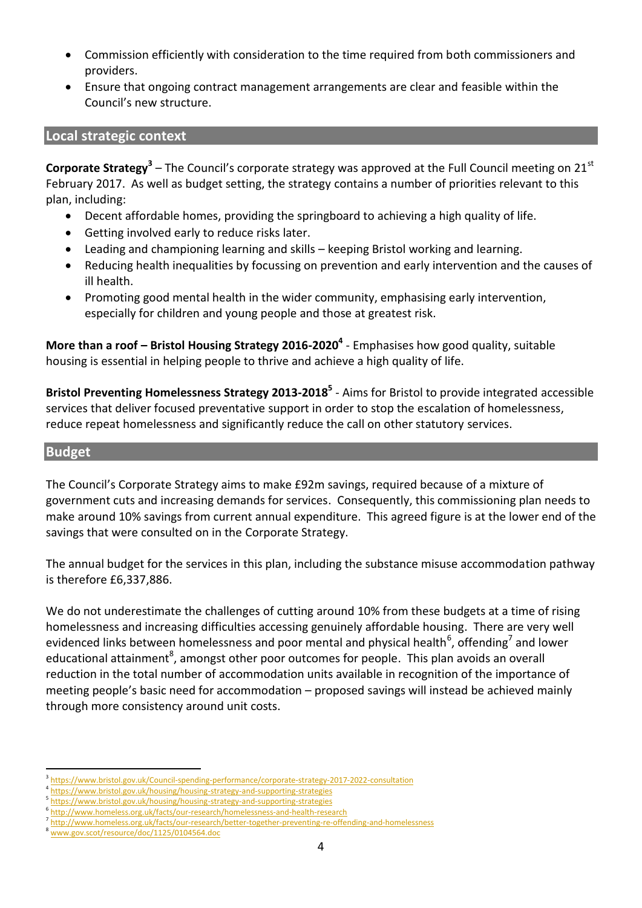- Commission efficiently with consideration to the time required from both commissioners and providers.
- Ensure that ongoing contract management arrangements are clear and feasible within the Council's new structure.

## Local strategic context

**Corporate Strategy**[3] – The Council's corporate strategy was approved at the Full Council meeting on 21st February 2017. As well as budget setting, the strategy contains a number of priorities relevant to this plan, including:

- Decent affordable homes, providing the springboard to achieving a high quality of life.
- Getting involved early to reduce risks later.
- Leading and championing learning and skills – keeping Bristol working and learning.
- Reducing health inequalities by focussing on prevention and early intervention and the causes of ill health.
- Promoting good mental health in the wider community, emphasising early intervention, especially for children and young people and those at greatest risk.

**More than a roof – Bristol Housing Strategy 2016-2020**[4] - Emphasises how good quality, suitable housing is essential in helping people to thrive and achieve a high quality of life.

**Bristol Preventing Homelessness Strategy 2013-2018**[5] - Aims for Bristol to provide integrated accessible services that deliver focused preventative support in order to stop the escalation of homelessness, reduce repeat homelessness and significantly reduce the call on other statutory services.

## Budget

The Council's Corporate Strategy aims to make £92m savings, required because of a mixture of government cuts and increasing demands for services. Consequently, this commissioning plan needs to make around 10% savings from current annual expenditure. This agreed figure is at the lower end of the savings that were consulted on in the Corporate Strategy.

The annual budget for the services in this plan, including the substance misuse accommodation pathway is therefore £6,337,886.

We do not underestimate the challenges of cutting around 10% from these budgets at a time of rising homelessness and increasing difficulties accessing genuinely affordable housing. There are very well evidenced links between homelessness and poor mental and physical health[6], offending[7] and lower educational attainment[8], amongst other poor outcomes for people. This plan avoids an overall reduction in the total number of accommodation units available in recognition of the importance of meeting people's basic need for accommodation – proposed savings will instead be achieved mainly through more consistency around unit costs.

---

[3] https://www.bristol.gov.uk/Council-spending-performance/corporate-strategy-2017-2022-consultation
[4] https://www.bristol.gov.uk/housing/housing-strategy-and-supporting-strategies
[5] https://www.bristol.gov.uk/housing/housing-strategy-and-supporting-strategies
[6] http://www.homeless.org.uk/facts/our-research/homelessness-and-health-research
[7] http://www.homeless.org.uk/facts/our-research/better-together-preventing-re-offending-and-homelessness
[8] www.gov.scot/resource/doc/1125/0104564.doc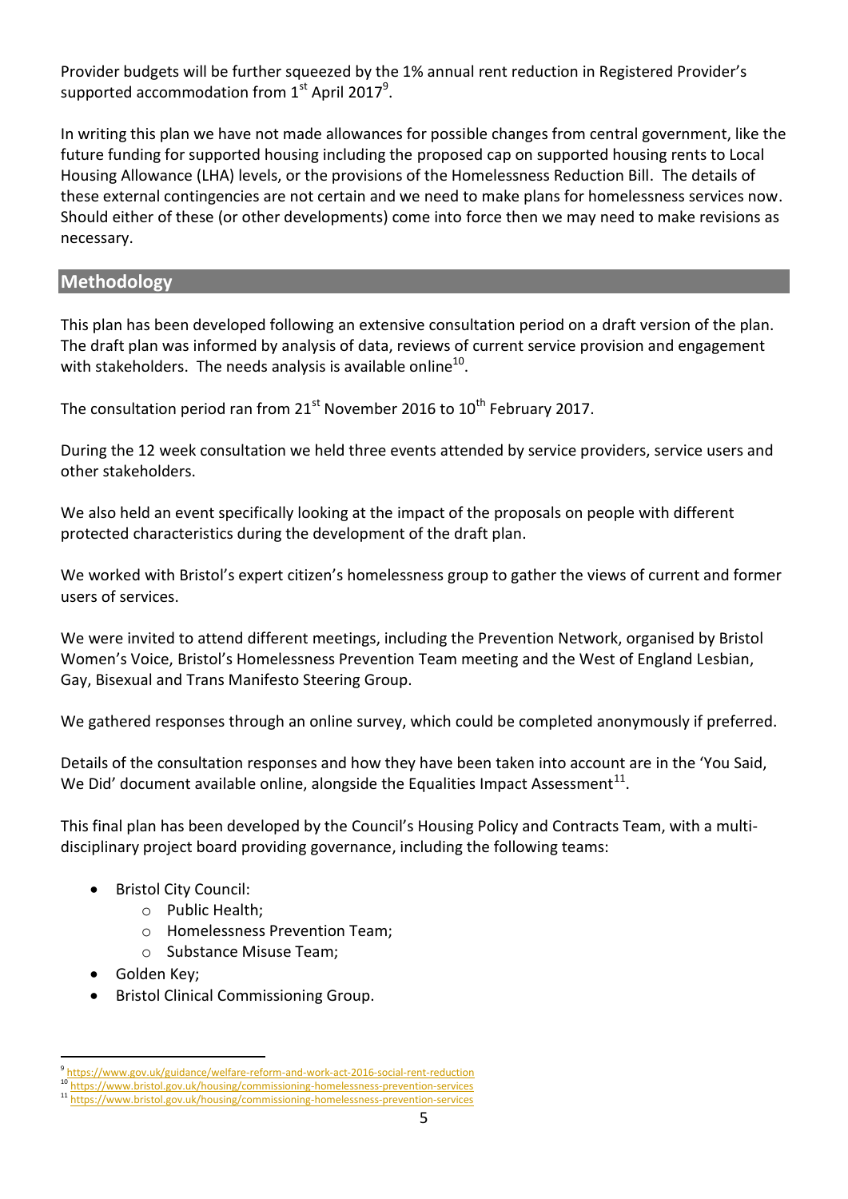Provider budgets will be further squeezed by the 1% annual rent reduction in Registered Provider's supported accommodation from 1st April 2017[9].

In writing this plan we have not made allowances for possible changes from central government, like the future funding for supported housing including the proposed cap on supported housing rents to Local Housing Allowance (LHA) levels, or the provisions of the Homelessness Reduction Bill. The details of these external contingencies are not certain and we need to make plans for homelessness services now. Should either of these (or other developments) come into force then we may need to make revisions as necessary.

## Methodology

This plan has been developed following an extensive consultation period on a draft version of the plan. The draft plan was informed by analysis of data, reviews of current service provision and engagement with stakeholders. The needs analysis is available online[10].

The consultation period ran from 21st November 2016 to 10th February 2017.

During the 12 week consultation we held three events attended by service providers, service users and other stakeholders.

We also held an event specifically looking at the impact of the proposals on people with different protected characteristics during the development of the draft plan.

We worked with Bristol's expert citizen's homelessness group to gather the views of current and former users of services.

We were invited to attend different meetings, including the Prevention Network, organised by Bristol Women's Voice, Bristol's Homelessness Prevention Team meeting and the West of England Lesbian, Gay, Bisexual and Trans Manifesto Steering Group.

We gathered responses through an online survey, which could be completed anonymously if preferred.

Details of the consultation responses and how they have been taken into account are in the 'You Said, We Did' document available online, alongside the Equalities Impact Assessment[11].

This final plan has been developed by the Council's Housing Policy and Contracts Team, with a multi-disciplinary project board providing governance, including the following teams:

- Bristol City Council:
  - Public Health;
  - Homelessness Prevention Team;
  - Substance Misuse Team;
- Golden Key;
- Bristol Clinical Commissioning Group.

---

[9] https://www.gov.uk/guidance/welfare-reform-and-work-act-2016-social-rent-reduction
[10] https://www.bristol.gov.uk/housing/commissioning-homelessness-prevention-services
[11] https://www.bristol.gov.uk/housing/commissioning-homelessness-prevention-services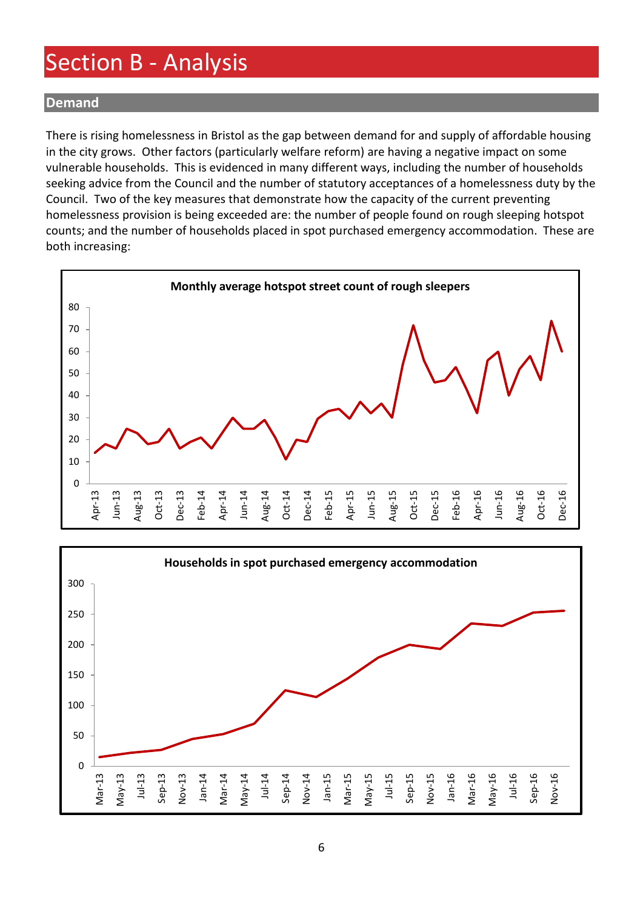# Section B - Analysis

## Demand

There is rising homelessness in Bristol as the gap between demand for and supply of affordable housing in the city grows. Other factors (particularly welfare reform) are having a negative impact on some vulnerable households. This is evidenced in many different ways, including the number of households seeking advice from the Council and the number of statutory acceptances of a homelessness duty by the Council. Two of the key measures that demonstrate how the capacity of the current preventing homelessness provision is being exceeded are: the number of people found on rough sleeping hotspot counts; and the number of households placed in spot purchased emergency accommodation. These are both increasing:

**Monthly average hotspot street count of rough sleepers**

**Households in spot purchased emergency accommodation**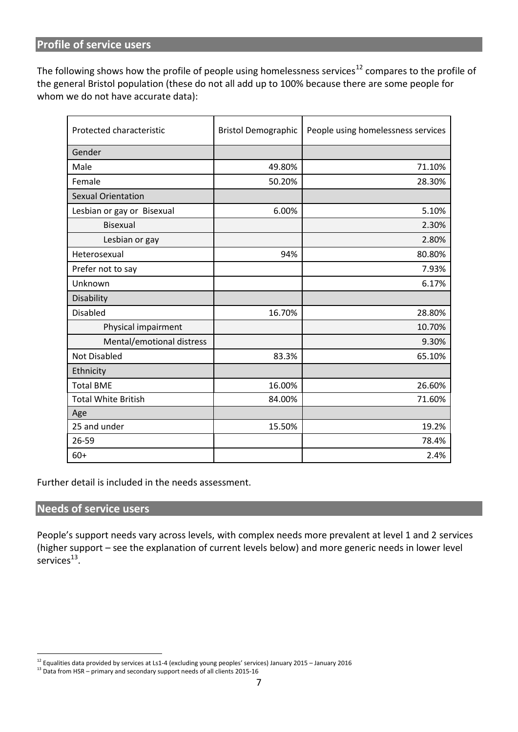## Profile of service users

The following shows how the profile of people using homelessness services[12] compares to the profile of the general Bristol population (these do not all add up to 100% because there are some people for whom we do not have accurate data):

| Protected characteristic | Bristol Demographic | People using homelessness services |
|---|---|---|
| Gender | | |
| Male | 49.80% | 71.10% |
| Female | 50.20% | 28.30% |
| Sexual Orientation | | |
| Lesbian or gay or Bisexual | 6.00% | 5.10% |
| Bisexual | | 2.30% |
| Lesbian or gay | | 2.80% |
| Heterosexual | 94% | 80.80% |
| Prefer not to say | | 7.93% |
| Unknown | | 6.17% |
| Disability | | |
| Disabled | 16.70% | 28.80% |
| Physical impairment | | 10.70% |
| Mental/emotional distress | | 9.30% |
| Not Disabled | 83.3% | 65.10% |
| Ethnicity | | |
| Total BME | 16.00% | 26.60% |
| Total White British | 84.00% | 71.60% |
| Age | | |
| 25 and under | 15.50% | 19.2% |
| 26-59 | | 78.4% |
| 60+ | | 2.4% |

Further detail is included in the needs assessment.

## Needs of service users

People's support needs vary across levels, with complex needs more prevalent at level 1 and 2 services (higher support – see the explanation of current levels below) and more generic needs in lower level services[13].

[12] Equalities data provided by services at Ls1-4 (excluding young peoples' services) January 2015 – January 2016

[13] Data from HSR – primary and secondary support needs of all clients 2015-16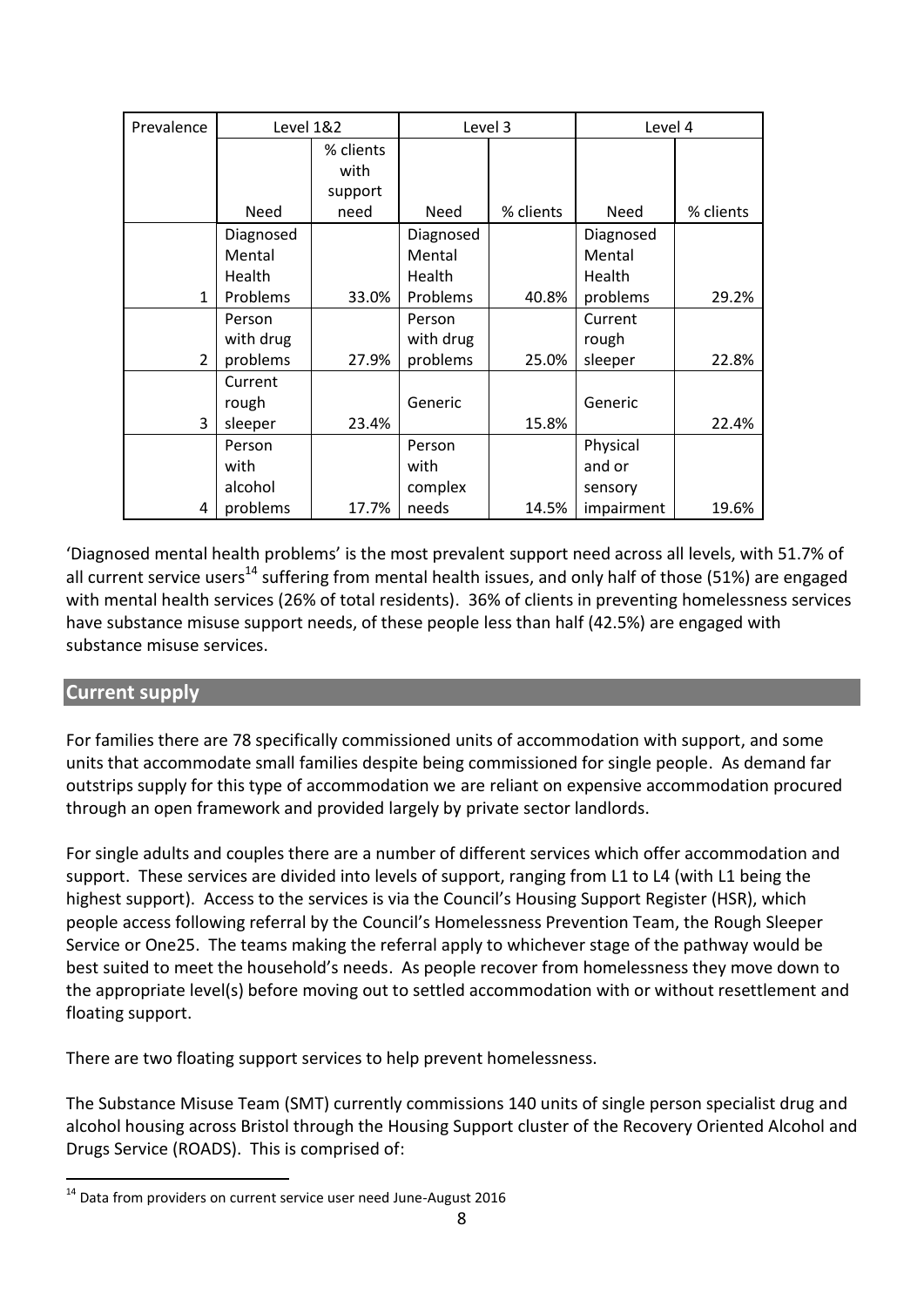| Prevalence | Level 1&2 | | Level 3 | | Level 4 | |
|---|---|---|---|---|---|---|
| | Need | % clients with support need | Need | % clients | Need | % clients |
| 1 | Diagnosed Mental Health Problems | 33.0% | Diagnosed Mental Health Problems | 40.8% | Diagnosed Mental Health problems | 29.2% |
| 2 | Person with drug problems | 27.9% | Person with drug problems | 25.0% | Current rough sleeper | 22.8% |
| 3 | Current rough sleeper | 23.4% | Generic | 15.8% | Generic | 22.4% |
| 4 | Person with alcohol problems | 17.7% | Person with complex needs | 14.5% | Physical and or sensory impairment | 19.6% |

'Diagnosed mental health problems' is the most prevalent support need across all levels, with 51.7% of all current service users[14] suffering from mental health issues, and only half of those (51%) are engaged with mental health services (26% of total residents). 36% of clients in preventing homelessness services have substance misuse support needs, of these people less than half (42.5%) are engaged with substance misuse services.

## Current supply

For families there are 78 specifically commissioned units of accommodation with support, and some units that accommodate small families despite being commissioned for single people. As demand far outstrips supply for this type of accommodation we are reliant on expensive accommodation procured through an open framework and provided largely by private sector landlords.

For single adults and couples there are a number of different services which offer accommodation and support. These services are divided into levels of support, ranging from L1 to L4 (with L1 being the highest support). Access to the services is via the Council's Housing Support Register (HSR), which people access following referral by the Council's Homelessness Prevention Team, the Rough Sleeper Service or One25. The teams making the referral apply to whichever stage of the pathway would be best suited to meet the household's needs. As people recover from homelessness they move down to the appropriate level(s) before moving out to settled accommodation with or without resettlement and floating support.

There are two floating support services to help prevent homelessness.

The Substance Misuse Team (SMT) currently commissions 140 units of single person specialist drug and alcohol housing across Bristol through the Housing Support cluster of the Recovery Oriented Alcohol and Drugs Service (ROADS). This is comprised of:

[14] Data from providers on current service user need June-August 2016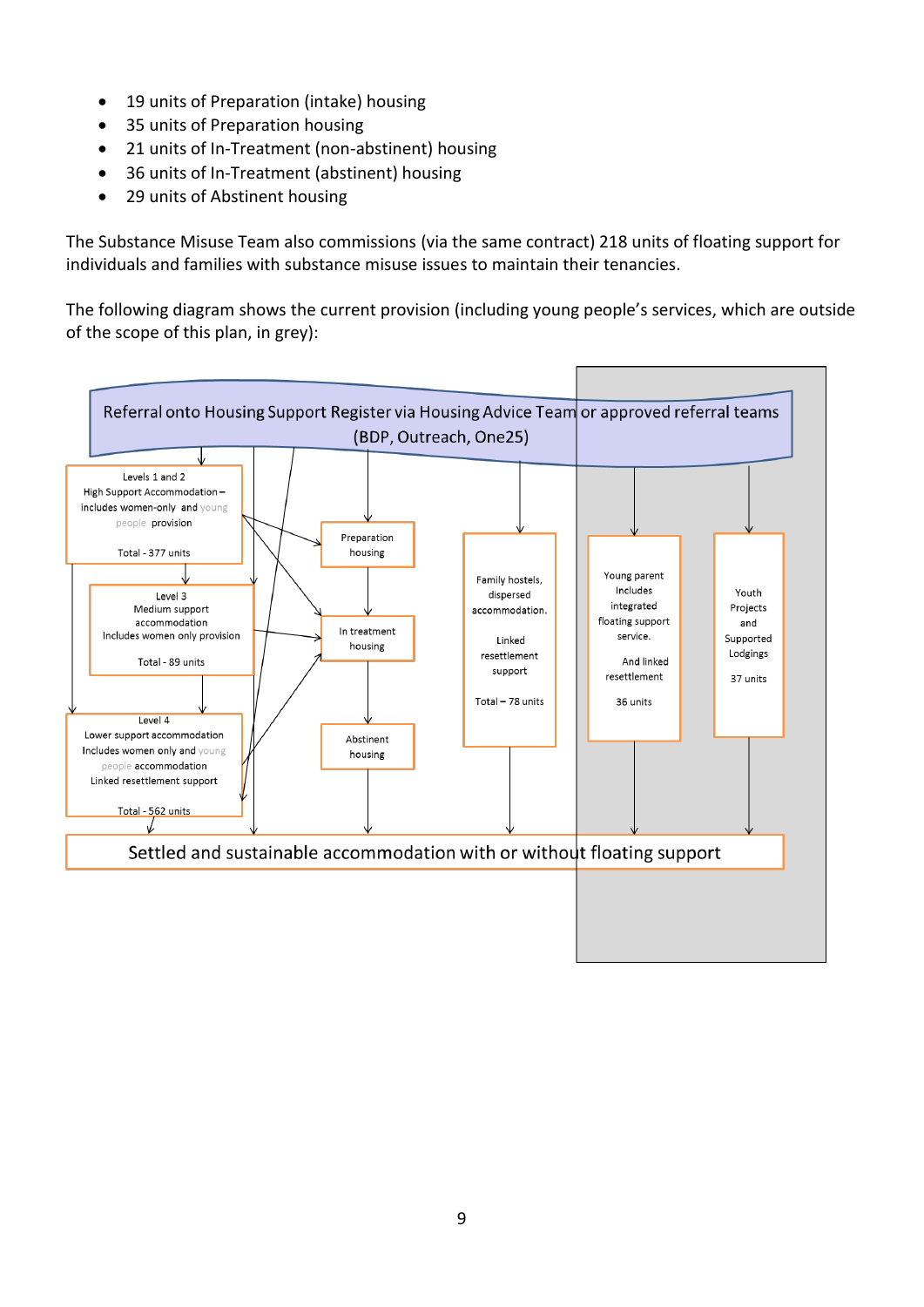- 19 units of Preparation (intake) housing
- 35 units of Preparation housing
- 21 units of In-Treatment (non-abstinent) housing
- 36 units of In-Treatment (abstinent) housing
- 29 units of Abstinent housing

The Substance Misuse Team also commissions (via the same contract) 218 units of floating support for individuals and families with substance misuse issues to maintain their tenancies.

The following diagram shows the current provision (including young people's services, which are outside of the scope of this plan, in grey):

Referral onto Housing Support Register via Housing Advice Team or approved referral teams (BDP, Outreach, One25)

Levels 1 and 2
High Support Accommodation – includes women-only and young people provision
Total - 377 units

Level 3
Medium support accommodation
Includes women only provision
Total - 89 units

Level 4
Lower support accommodation
Includes women only and young people accommodation
Linked resettlement support
Total - 562 units

Preparation housing

In treatment housing

Abstinent housing

Family hostels, dispersed accommodation.
Linked resettlement support
Total – 78 units

Young parent Includes integrated floating support service.
And linked resettlement
36 units

Youth Projects and Supported Lodgings
37 units

Settled and sustainable accommodation with or without floating support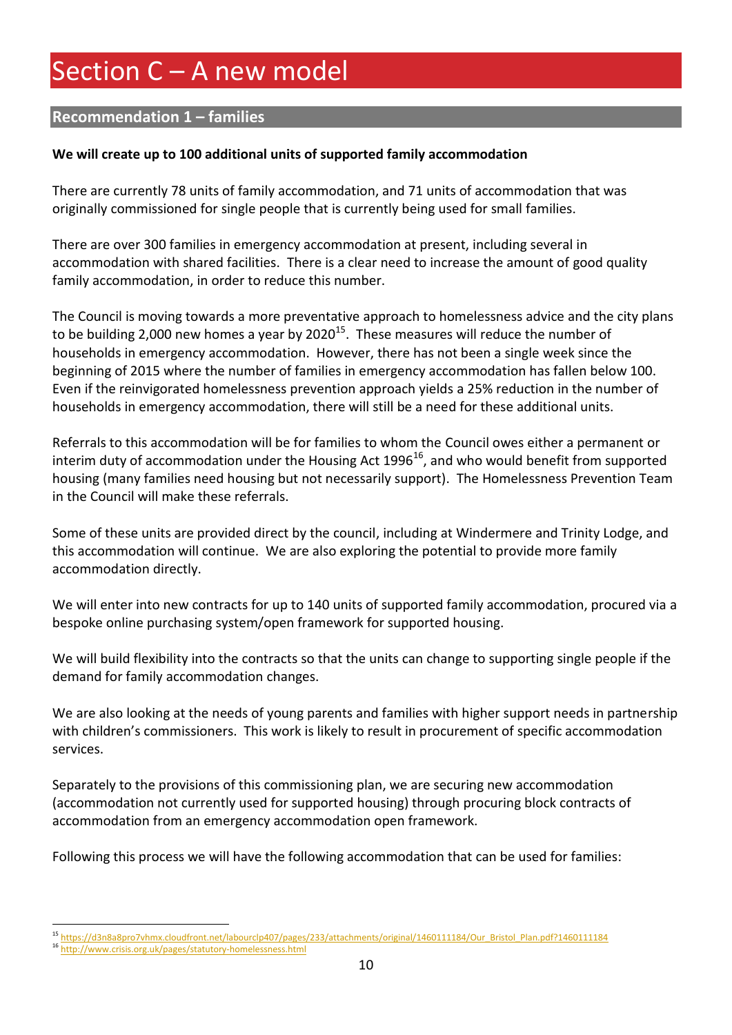# Section C – A new model

## Recommendation 1 – families

**We will create up to 100 additional units of supported family accommodation**

There are currently 78 units of family accommodation, and 71 units of accommodation that was originally commissioned for single people that is currently being used for small families.

There are over 300 families in emergency accommodation at present, including several in accommodation with shared facilities. There is a clear need to increase the amount of good quality family accommodation, in order to reduce this number.

The Council is moving towards a more preventative approach to homelessness advice and the city plans to be building 2,000 new homes a year by 2020[15]. These measures will reduce the number of households in emergency accommodation. However, there has not been a single week since the beginning of 2015 where the number of families in emergency accommodation has fallen below 100. Even if the reinvigorated homelessness prevention approach yields a 25% reduction in the number of households in emergency accommodation, there will still be a need for these additional units.

Referrals to this accommodation will be for families to whom the Council owes either a permanent or interim duty of accommodation under the Housing Act 1996[16], and who would benefit from supported housing (many families need housing but not necessarily support). The Homelessness Prevention Team in the Council will make these referrals.

Some of these units are provided direct by the council, including at Windermere and Trinity Lodge, and this accommodation will continue. We are also exploring the potential to provide more family accommodation directly.

We will enter into new contracts for up to 140 units of supported family accommodation, procured via a bespoke online purchasing system/open framework for supported housing.

We will build flexibility into the contracts so that the units can change to supporting single people if the demand for family accommodation changes.

We are also looking at the needs of young parents and families with higher support needs in partnership with children's commissioners. This work is likely to result in procurement of specific accommodation services.

Separately to the provisions of this commissioning plan, we are securing new accommodation (accommodation not currently used for supported housing) through procuring block contracts of accommodation from an emergency accommodation open framework.

Following this process we will have the following accommodation that can be used for families:

---

[15] https://d3n8a8pro7vhmx.cloudfront.net/labourclp407/pages/233/attachments/original/1460111184/Our_Bristol_Plan.pdf?1460111184

[16] http://www.crisis.org.uk/pages/statutory-homelessness.html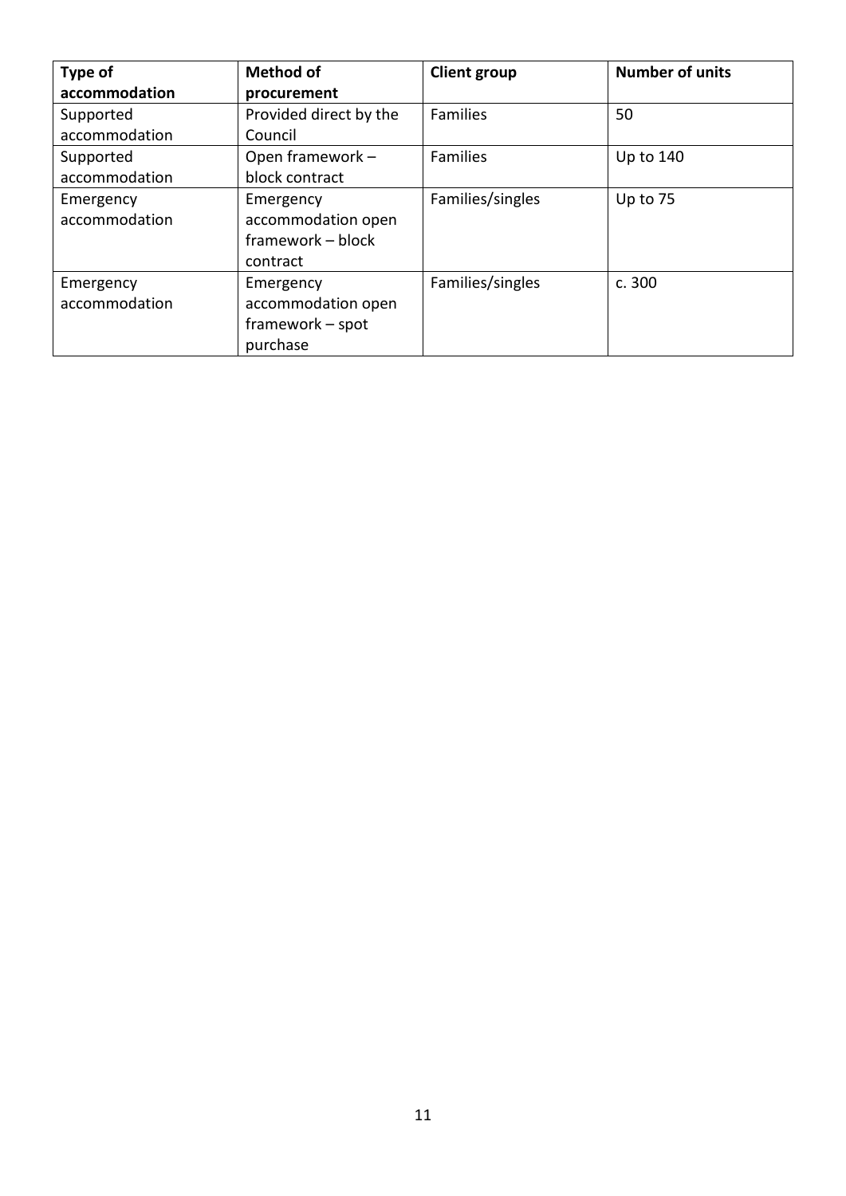| Type of accommodation | Method of procurement | Client group | Number of units |
| --- | --- | --- | --- |
| Supported accommodation | Provided direct by the Council | Families | 50 |
| Supported accommodation | Open framework – block contract | Families | Up to 140 |
| Emergency accommodation | Emergency accommodation open framework – block contract | Families/singles | Up to 75 |
| Emergency accommodation | Emergency accommodation open framework – spot purchase | Families/singles | c. 300 |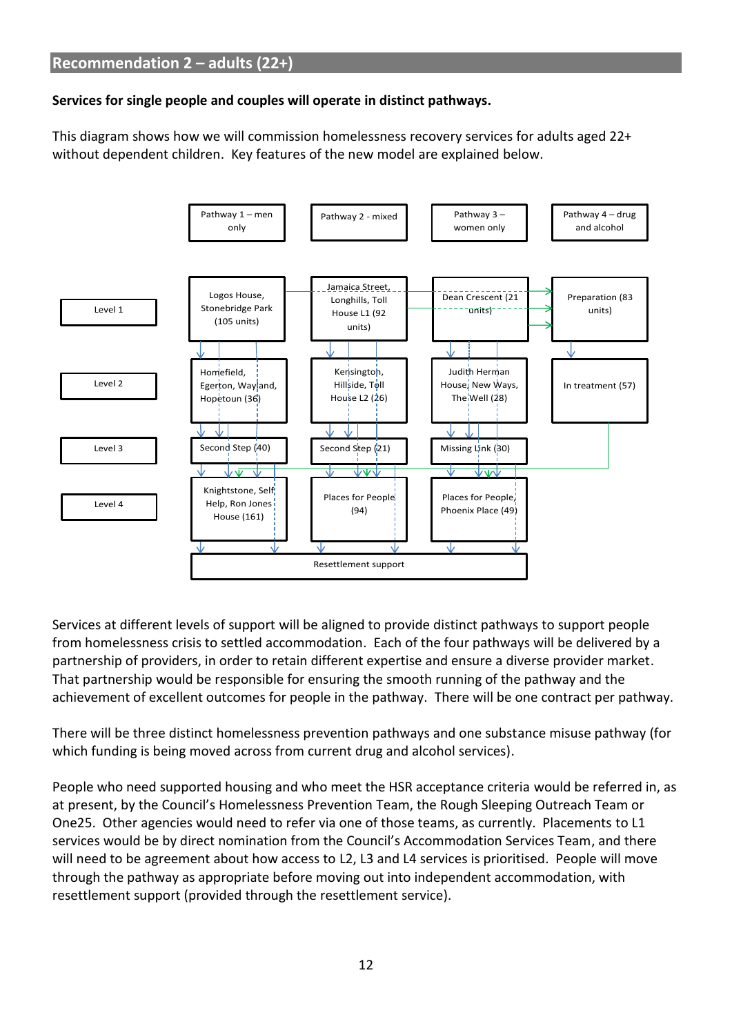## Recommendation 2 – adults (22+)

**Services for single people and couples will operate in distinct pathways.**

This diagram shows how we will commission homelessness recovery services for adults aged 22+ without dependent children. Key features of the new model are explained below.

| | Pathway 1 – men only | Pathway 2 - mixed | Pathway 3 – women only | Pathway 4 – drug and alcohol |
|---|---|---|---|---|
| Level 1 | Logos House, Stonebridge Park (105 units) | Jamaica Street, Longhills, Toll House L1 (92 units) | Dean Crescent (21 units) | Preparation (83 units) |
| Level 2 | Homefield, Egerton, Wayland, Hopetoun (36) | Kensington, Hillside, Toll House L2 (26) | Judith Herman House, New Ways, The Well (28) | In treatment (57) |
| Level 3 | Second Step (40) | Second Step (21) | Missing Link (30) | |
| Level 4 | Knightstone, Self Help, Ron Jones House (161) | Places for People (94) | Places for People, Phoenix Place (49) | |
| | Resettlement support | | | |

Services at different levels of support will be aligned to provide distinct pathways to support people from homelessness crisis to settled accommodation. Each of the four pathways will be delivered by a partnership of providers, in order to retain different expertise and ensure a diverse provider market. That partnership would be responsible for ensuring the smooth running of the pathway and the achievement of excellent outcomes for people in the pathway. There will be one contract per pathway.

There will be three distinct homelessness prevention pathways and one substance misuse pathway (for which funding is being moved across from current drug and alcohol services).

People who need supported housing and who meet the HSR acceptance criteria would be referred in, as at present, by the Council's Homelessness Prevention Team, the Rough Sleeping Outreach Team or One25. Other agencies would need to refer via one of those teams, as currently. Placements to L1 services would be by direct nomination from the Council's Accommodation Services Team, and there will need to be agreement about how access to L2, L3 and L4 services is prioritised. People will move through the pathway as appropriate before moving out into independent accommodation, with resettlement support (provided through the resettlement service).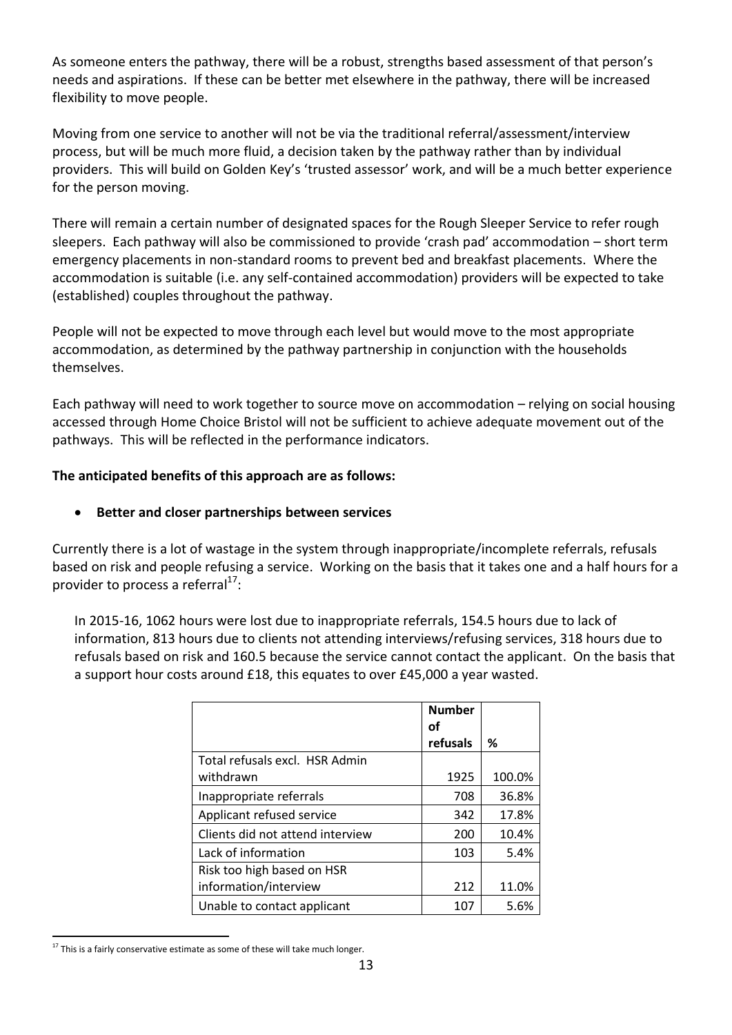As someone enters the pathway, there will be a robust, strengths based assessment of that person's needs and aspirations. If these can be better met elsewhere in the pathway, there will be increased flexibility to move people.

Moving from one service to another will not be via the traditional referral/assessment/interview process, but will be much more fluid, a decision taken by the pathway rather than by individual providers. This will build on Golden Key's 'trusted assessor' work, and will be a much better experience for the person moving.

There will remain a certain number of designated spaces for the Rough Sleeper Service to refer rough sleepers. Each pathway will also be commissioned to provide 'crash pad' accommodation – short term emergency placements in non-standard rooms to prevent bed and breakfast placements. Where the accommodation is suitable (i.e. any self-contained accommodation) providers will be expected to take (established) couples throughout the pathway.

People will not be expected to move through each level but would move to the most appropriate accommodation, as determined by the pathway partnership in conjunction with the households themselves.

Each pathway will need to work together to source move on accommodation – relying on social housing accessed through Home Choice Bristol will not be sufficient to achieve adequate movement out of the pathways. This will be reflected in the performance indicators.

**The anticipated benefits of this approach are as follows:**

- **Better and closer partnerships between services**

Currently there is a lot of wastage in the system through inappropriate/incomplete referrals, refusals based on risk and people refusing a service. Working on the basis that it takes one and a half hours for a provider to process a referral[17]:

> In 2015-16, 1062 hours were lost due to inappropriate referrals, 154.5 hours due to lack of information, 813 hours due to clients not attending interviews/refusing services, 318 hours due to refusals based on risk and 160.5 because the service cannot contact the applicant. On the basis that a support hour costs around £18, this equates to over £45,000 a year wasted.

| | Number of refusals | % |
|---|---|---|
| Total refusals excl. HSR Admin withdrawn | 1925 | 100.0% |
| Inappropriate referrals | 708 | 36.8% |
| Applicant refused service | 342 | 17.8% |
| Clients did not attend interview | 200 | 10.4% |
| Lack of information | 103 | 5.4% |
| Risk too high based on HSR information/interview | 212 | 11.0% |
| Unable to contact applicant | 107 | 5.6% |

[17] This is a fairly conservative estimate as some of these will take much longer.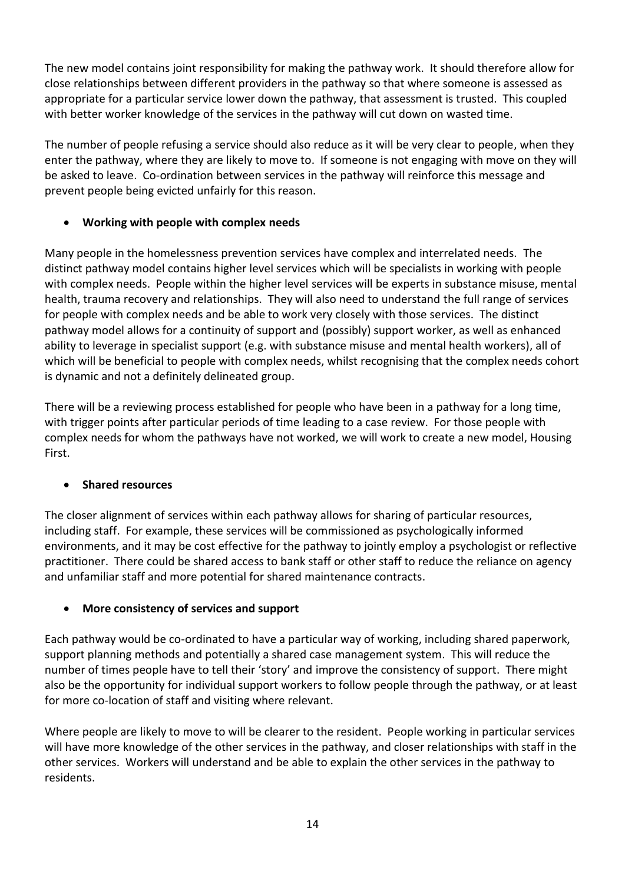The new model contains joint responsibility for making the pathway work. It should therefore allow for close relationships between different providers in the pathway so that where someone is assessed as appropriate for a particular service lower down the pathway, that assessment is trusted. This coupled with better worker knowledge of the services in the pathway will cut down on wasted time.

The number of people refusing a service should also reduce as it will be very clear to people, when they enter the pathway, where they are likely to move to. If someone is not engaging with move on they will be asked to leave. Co-ordination between services in the pathway will reinforce this message and prevent people being evicted unfairly for this reason.

- **Working with people with complex needs**

Many people in the homelessness prevention services have complex and interrelated needs. The distinct pathway model contains higher level services which will be specialists in working with people with complex needs. People within the higher level services will be experts in substance misuse, mental health, trauma recovery and relationships. They will also need to understand the full range of services for people with complex needs and be able to work very closely with those services. The distinct pathway model allows for a continuity of support and (possibly) support worker, as well as enhanced ability to leverage in specialist support (e.g. with substance misuse and mental health workers), all of which will be beneficial to people with complex needs, whilst recognising that the complex needs cohort is dynamic and not a definitely delineated group.

There will be a reviewing process established for people who have been in a pathway for a long time, with trigger points after particular periods of time leading to a case review. For those people with complex needs for whom the pathways have not worked, we will work to create a new model, Housing First.

- **Shared resources**

The closer alignment of services within each pathway allows for sharing of particular resources, including staff. For example, these services will be commissioned as psychologically informed environments, and it may be cost effective for the pathway to jointly employ a psychologist or reflective practitioner. There could be shared access to bank staff or other staff to reduce the reliance on agency and unfamiliar staff and more potential for shared maintenance contracts.

- **More consistency of services and support**

Each pathway would be co-ordinated to have a particular way of working, including shared paperwork, support planning methods and potentially a shared case management system. This will reduce the number of times people have to tell their 'story' and improve the consistency of support. There might also be the opportunity for individual support workers to follow people through the pathway, or at least for more co-location of staff and visiting where relevant.

Where people are likely to move to will be clearer to the resident. People working in particular services will have more knowledge of the other services in the pathway, and closer relationships with staff in the other services. Workers will understand and be able to explain the other services in the pathway to residents.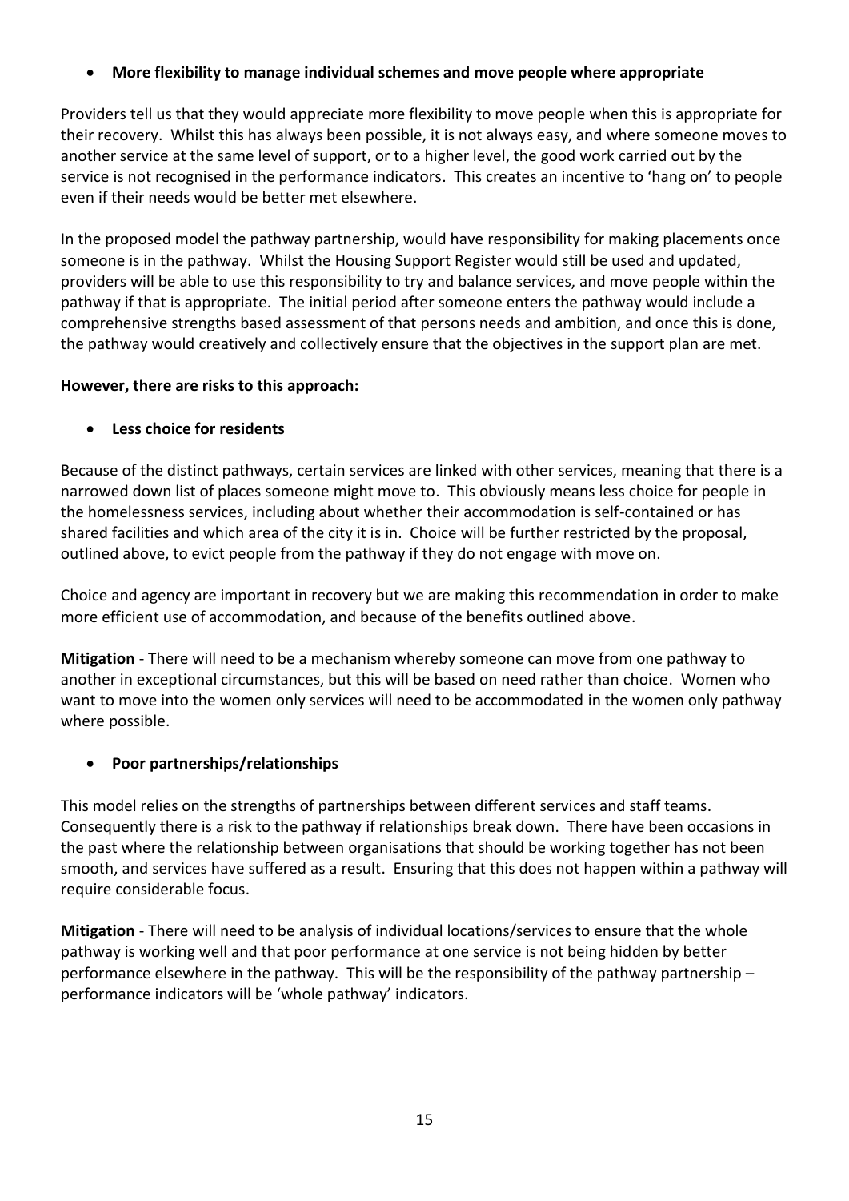- **More flexibility to manage individual schemes and move people where appropriate**

Providers tell us that they would appreciate more flexibility to move people when this is appropriate for their recovery. Whilst this has always been possible, it is not always easy, and where someone moves to another service at the same level of support, or to a higher level, the good work carried out by the service is not recognised in the performance indicators. This creates an incentive to 'hang on' to people even if their needs would be better met elsewhere.

In the proposed model the pathway partnership, would have responsibility for making placements once someone is in the pathway. Whilst the Housing Support Register would still be used and updated, providers will be able to use this responsibility to try and balance services, and move people within the pathway if that is appropriate. The initial period after someone enters the pathway would include a comprehensive strengths based assessment of that persons needs and ambition, and once this is done, the pathway would creatively and collectively ensure that the objectives in the support plan are met.

**However, there are risks to this approach:**

- **Less choice for residents**

Because of the distinct pathways, certain services are linked with other services, meaning that there is a narrowed down list of places someone might move to. This obviously means less choice for people in the homelessness services, including about whether their accommodation is self-contained or has shared facilities and which area of the city it is in. Choice will be further restricted by the proposal, outlined above, to evict people from the pathway if they do not engage with move on.

Choice and agency are important in recovery but we are making this recommendation in order to make more efficient use of accommodation, and because of the benefits outlined above.

**Mitigation** - There will need to be a mechanism whereby someone can move from one pathway to another in exceptional circumstances, but this will be based on need rather than choice. Women who want to move into the women only services will need to be accommodated in the women only pathway where possible.

- **Poor partnerships/relationships**

This model relies on the strengths of partnerships between different services and staff teams. Consequently there is a risk to the pathway if relationships break down. There have been occasions in the past where the relationship between organisations that should be working together has not been smooth, and services have suffered as a result. Ensuring that this does not happen within a pathway will require considerable focus.

**Mitigation** - There will need to be analysis of individual locations/services to ensure that the whole pathway is working well and that poor performance at one service is not being hidden by better performance elsewhere in the pathway. This will be the responsibility of the pathway partnership – performance indicators will be 'whole pathway' indicators.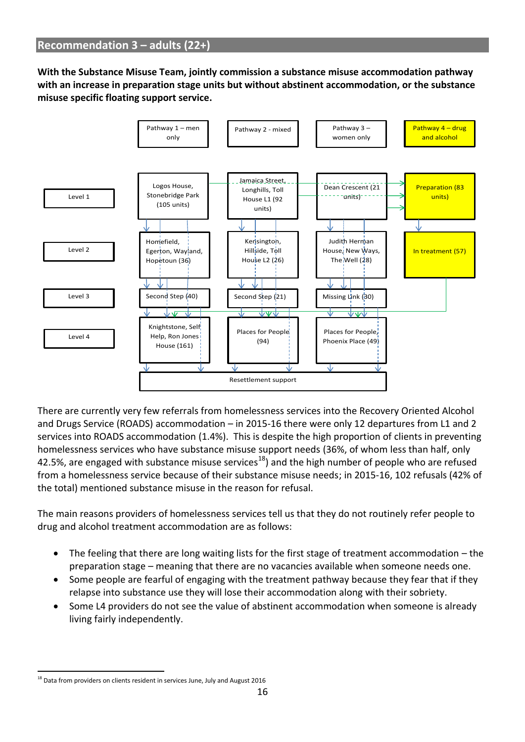## Recommendation 3 – adults (22+)

**With the Substance Misuse Team, jointly commission a substance misuse accommodation pathway with an increase in preparation stage units but without abstinent accommodation, or the substance misuse specific floating support service.**

| | Pathway 1 – men only | Pathway 2 - mixed | Pathway 3 – women only | Pathway 4 – drug and alcohol |
|---|---|---|---|---|
| Level 1 | Logos House, Stonebridge Park (105 units) | Jamaica Street, Longhills, Toll House L1 (92 units) | Dean Crescent (21 units) | Preparation (83 units) |
| Level 2 | Homefield, Egerton, Wayland, Hopetoun (36) | Kensington, Hillside, Toll House L2 (26) | Judith Herman House, New Ways, The Well (28) | In treatment (57) |
| Level 3 | Second Step (40) | Second Step (21) | Missing Link (30) | |
| Level 4 | Knightstone, Self Help, Ron Jones House (161) | Places for People (94) | Places for People, Phoenix Place (49) | |
| | Resettlement support | | | |

There are currently very few referrals from homelessness services into the Recovery Oriented Alcohol and Drugs Service (ROADS) accommodation – in 2015-16 there were only 12 departures from L1 and 2 services into ROADS accommodation (1.4%). This is despite the high proportion of clients in preventing homelessness services who have substance misuse support needs (36%, of whom less than half, only 42.5%, are engaged with substance misuse services[18]) and the high number of people who are refused from a homelessness service because of their substance misuse needs; in 2015-16, 102 refusals (42% of the total) mentioned substance misuse in the reason for refusal.

The main reasons providers of homelessness services tell us that they do not routinely refer people to drug and alcohol treatment accommodation are as follows:

- The feeling that there are long waiting lists for the first stage of treatment accommodation – the preparation stage – meaning that there are no vacancies available when someone needs one.
- Some people are fearful of engaging with the treatment pathway because they fear that if they relapse into substance use they will lose their accommodation along with their sobriety.
- Some L4 providers do not see the value of abstinent accommodation when someone is already living fairly independently.

[18] Data from providers on clients resident in services June, July and August 2016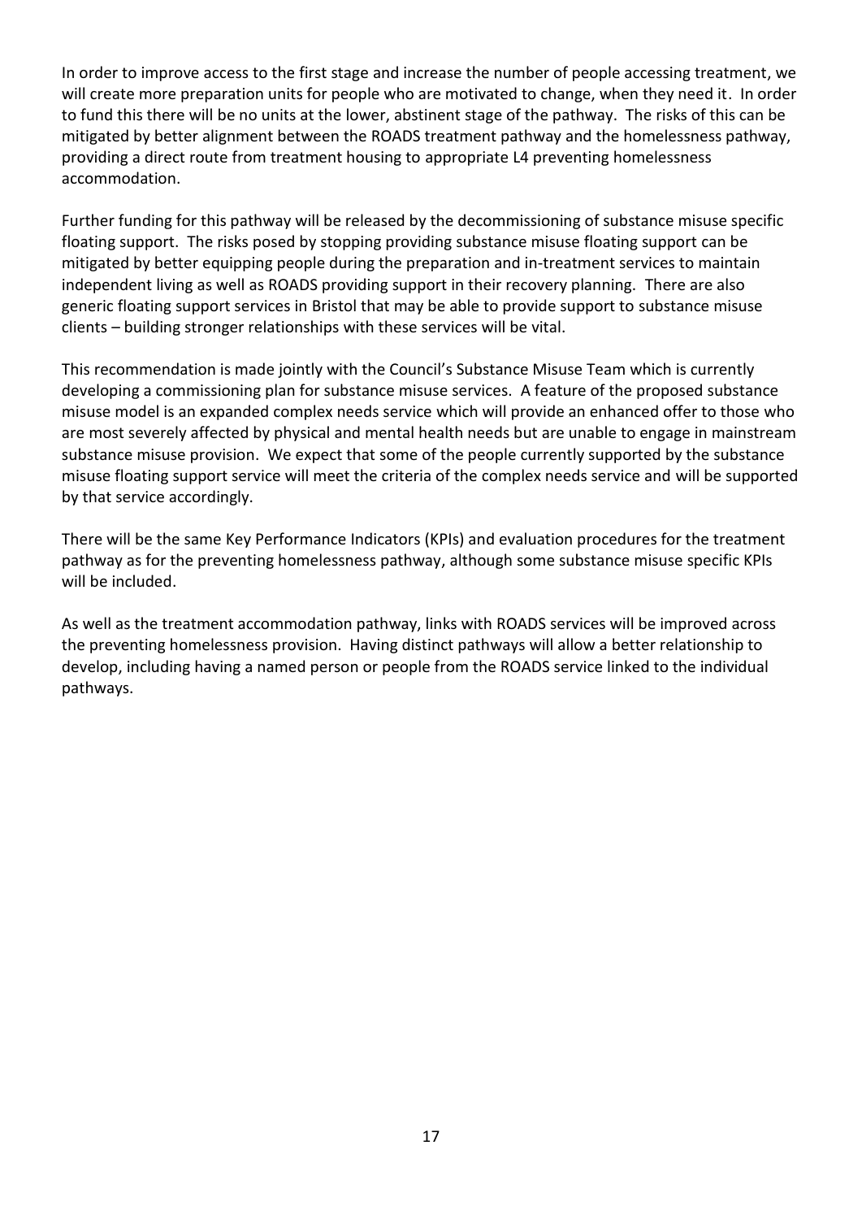In order to improve access to the first stage and increase the number of people accessing treatment, we will create more preparation units for people who are motivated to change, when they need it. In order to fund this there will be no units at the lower, abstinent stage of the pathway. The risks of this can be mitigated by better alignment between the ROADS treatment pathway and the homelessness pathway, providing a direct route from treatment housing to appropriate L4 preventing homelessness accommodation.

Further funding for this pathway will be released by the decommissioning of substance misuse specific floating support. The risks posed by stopping providing substance misuse floating support can be mitigated by better equipping people during the preparation and in-treatment services to maintain independent living as well as ROADS providing support in their recovery planning. There are also generic floating support services in Bristol that may be able to provide support to substance misuse clients – building stronger relationships with these services will be vital.

This recommendation is made jointly with the Council's Substance Misuse Team which is currently developing a commissioning plan for substance misuse services. A feature of the proposed substance misuse model is an expanded complex needs service which will provide an enhanced offer to those who are most severely affected by physical and mental health needs but are unable to engage in mainstream substance misuse provision. We expect that some of the people currently supported by the substance misuse floating support service will meet the criteria of the complex needs service and will be supported by that service accordingly.

There will be the same Key Performance Indicators (KPIs) and evaluation procedures for the treatment pathway as for the preventing homelessness pathway, although some substance misuse specific KPIs will be included.

As well as the treatment accommodation pathway, links with ROADS services will be improved across the preventing homelessness provision. Having distinct pathways will allow a better relationship to develop, including having a named person or people from the ROADS service linked to the individual pathways.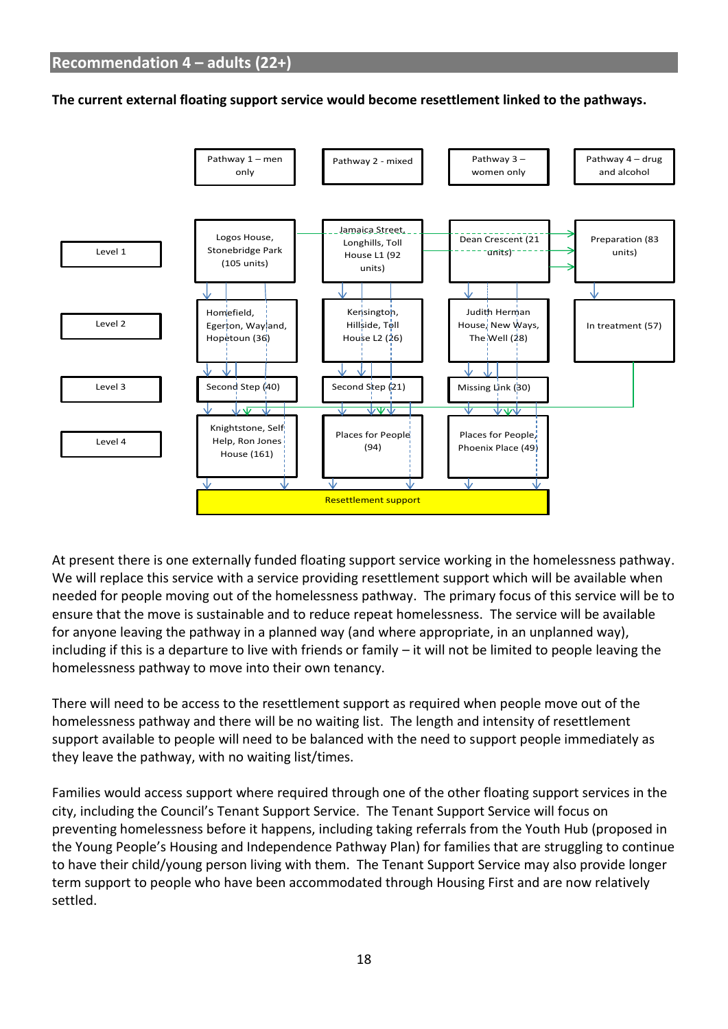## Recommendation 4 – adults (22+)

**The current external floating support service would become resettlement linked to the pathways.**

| | Pathway 1 – men only | Pathway 2 - mixed | Pathway 3 – women only | Pathway 4 – drug and alcohol |
|---|---|---|---|---|
| Level 1 | Logos House, Stonebridge Park (105 units) | Jamaica Street, Longhills, Toll House L1 (92 units) | Dean Crescent (21 units) | Preparation (83 units) |
| Level 2 | Homefield, Egerton, Wayland, Hopetoun (36) | Kensington, Hillside, Toll House L2 (26) | Judith Herman House, New Ways, The Well (28) | In treatment (57) |
| Level 3 | Second Step (40) | Second Step (21) | Missing Link (30) | |
| Level 4 | Knightstone, Self Help, Ron Jones House (161) | Places for People (94) | Places for People, Phoenix Place (49) | |
| | Resettlement support | | | |

At present there is one externally funded floating support service working in the homelessness pathway. We will replace this service with a service providing resettlement support which will be available when needed for people moving out of the homelessness pathway. The primary focus of this service will be to ensure that the move is sustainable and to reduce repeat homelessness. The service will be available for anyone leaving the pathway in a planned way (and where appropriate, in an unplanned way), including if this is a departure to live with friends or family – it will not be limited to people leaving the homelessness pathway to move into their own tenancy.

There will need to be access to the resettlement support as required when people move out of the homelessness pathway and there will be no waiting list. The length and intensity of resettlement support available to people will need to be balanced with the need to support people immediately as they leave the pathway, with no waiting list/times.

Families would access support where required through one of the other floating support services in the city, including the Council's Tenant Support Service. The Tenant Support Service will focus on preventing homelessness before it happens, including taking referrals from the Youth Hub (proposed in the Young People's Housing and Independence Pathway Plan) for families that are struggling to continue to have their child/young person living with them. The Tenant Support Service may also provide longer term support to people who have been accommodated through Housing First and are now relatively settled.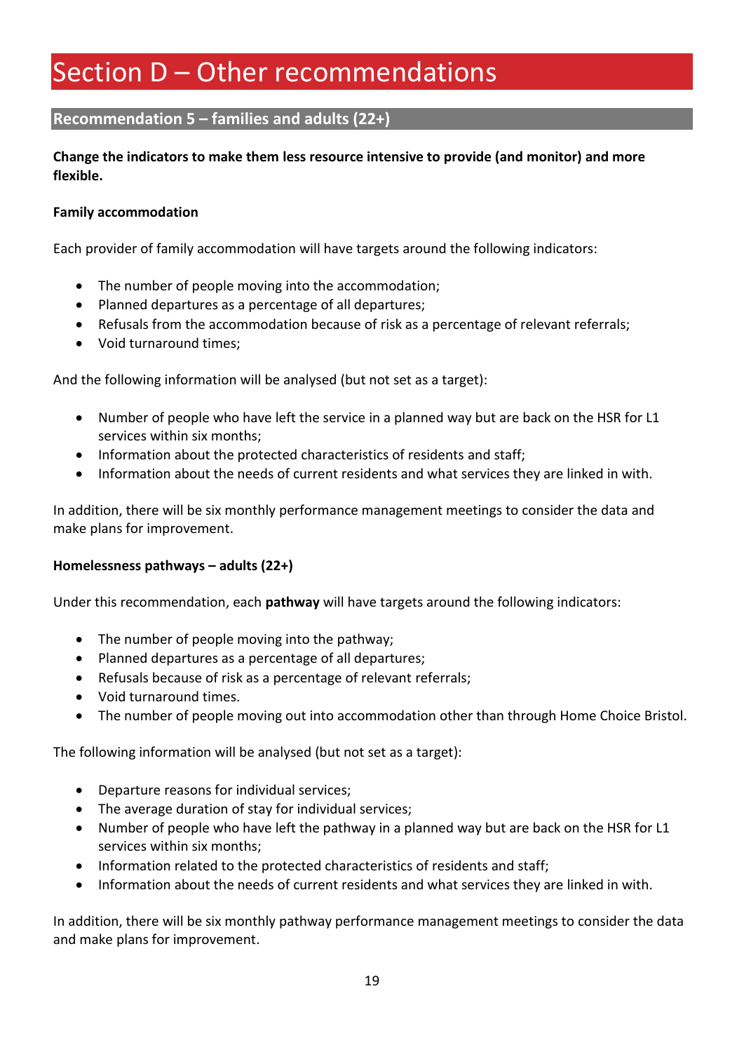# Section D – Other recommendations

## Recommendation 5 – families and adults (22+)

**Change the indicators to make them less resource intensive to provide (and monitor) and more flexible.**

**Family accommodation**

Each provider of family accommodation will have targets around the following indicators:

- The number of people moving into the accommodation;
- Planned departures as a percentage of all departures;
- Refusals from the accommodation because of risk as a percentage of relevant referrals;
- Void turnaround times;

And the following information will be analysed (but not set as a target):

- Number of people who have left the service in a planned way but are back on the HSR for L1 services within six months;
- Information about the protected characteristics of residents and staff;
- Information about the needs of current residents and what services they are linked in with.

In addition, there will be six monthly performance management meetings to consider the data and make plans for improvement.

**Homelessness pathways – adults (22+)**

Under this recommendation, each **pathway** will have targets around the following indicators:

- The number of people moving into the pathway;
- Planned departures as a percentage of all departures;
- Refusals because of risk as a percentage of relevant referrals;
- Void turnaround times.
- The number of people moving out into accommodation other than through Home Choice Bristol.

The following information will be analysed (but not set as a target):

- Departure reasons for individual services;
- The average duration of stay for individual services;
- Number of people who have left the pathway in a planned way but are back on the HSR for L1 services within six months;
- Information related to the protected characteristics of residents and staff;
- Information about the needs of current residents and what services they are linked in with.

In addition, there will be six monthly pathway performance management meetings to consider the data and make plans for improvement.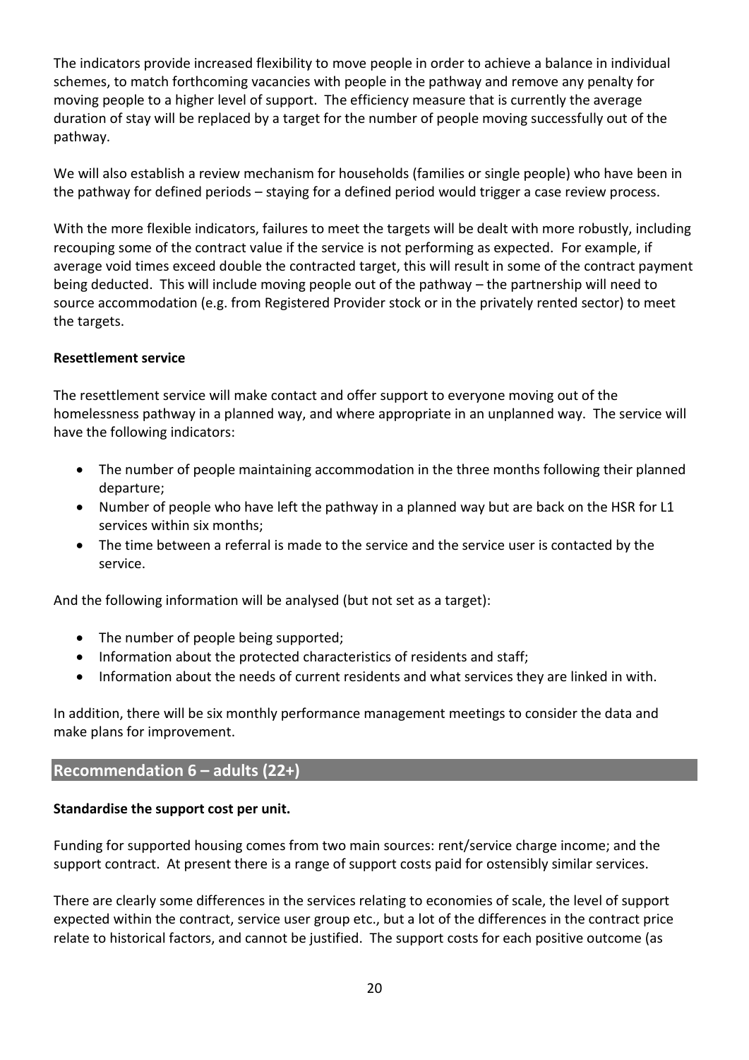The indicators provide increased flexibility to move people in order to achieve a balance in individual schemes, to match forthcoming vacancies with people in the pathway and remove any penalty for moving people to a higher level of support. The efficiency measure that is currently the average duration of stay will be replaced by a target for the number of people moving successfully out of the pathway.

We will also establish a review mechanism for households (families or single people) who have been in the pathway for defined periods – staying for a defined period would trigger a case review process.

With the more flexible indicators, failures to meet the targets will be dealt with more robustly, including recouping some of the contract value if the service is not performing as expected. For example, if average void times exceed double the contracted target, this will result in some of the contract payment being deducted. This will include moving people out of the pathway – the partnership will need to source accommodation (e.g. from Registered Provider stock or in the privately rented sector) to meet the targets.

**Resettlement service**

The resettlement service will make contact and offer support to everyone moving out of the homelessness pathway in a planned way, and where appropriate in an unplanned way. The service will have the following indicators:

- The number of people maintaining accommodation in the three months following their planned departure;
- Number of people who have left the pathway in a planned way but are back on the HSR for L1 services within six months;
- The time between a referral is made to the service and the service user is contacted by the service.

And the following information will be analysed (but not set as a target):

- The number of people being supported;
- Information about the protected characteristics of residents and staff;
- Information about the needs of current residents and what services they are linked in with.

In addition, there will be six monthly performance management meetings to consider the data and make plans for improvement.

## Recommendation 6 – adults (22+)

**Standardise the support cost per unit.**

Funding for supported housing comes from two main sources: rent/service charge income; and the support contract. At present there is a range of support costs paid for ostensibly similar services.

There are clearly some differences in the services relating to economies of scale, the level of support expected within the contract, service user group etc., but a lot of the differences in the contract price relate to historical factors, and cannot be justified. The support costs for each positive outcome (as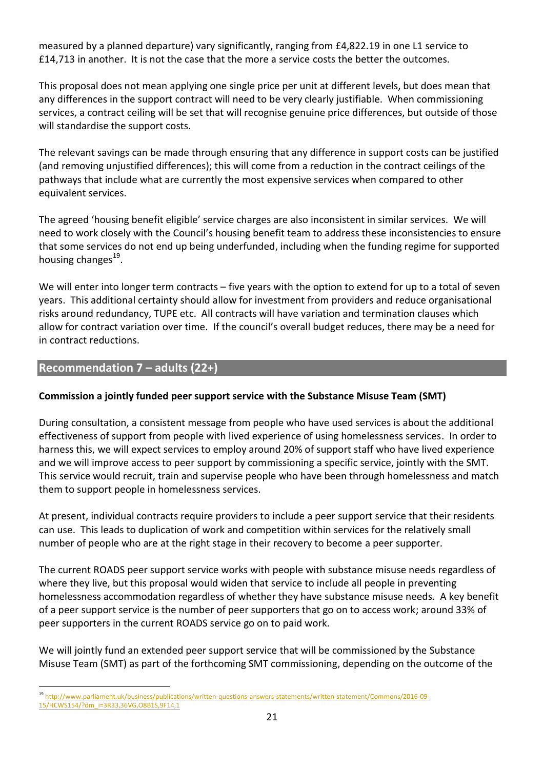measured by a planned departure) vary significantly, ranging from £4,822.19 in one L1 service to £14,713 in another. It is not the case that the more a service costs the better the outcomes.

This proposal does not mean applying one single price per unit at different levels, but does mean that any differences in the support contract will need to be very clearly justifiable. When commissioning services, a contract ceiling will be set that will recognise genuine price differences, but outside of those will standardise the support costs.

The relevant savings can be made through ensuring that any difference in support costs can be justified (and removing unjustified differences); this will come from a reduction in the contract ceilings of the pathways that include what are currently the most expensive services when compared to other equivalent services.

The agreed 'housing benefit eligible' service charges are also inconsistent in similar services. We will need to work closely with the Council's housing benefit team to address these inconsistencies to ensure that some services do not end up being underfunded, including when the funding regime for supported housing changes[19].

We will enter into longer term contracts – five years with the option to extend for up to a total of seven years. This additional certainty should allow for investment from providers and reduce organisational risks around redundancy, TUPE etc. All contracts will have variation and termination clauses which allow for contract variation over time. If the council's overall budget reduces, there may be a need for in contract reductions.

## Recommendation 7 – adults (22+)

**Commission a jointly funded peer support service with the Substance Misuse Team (SMT)**

During consultation, a consistent message from people who have used services is about the additional effectiveness of support from people with lived experience of using homelessness services. In order to harness this, we will expect services to employ around 20% of support staff who have lived experience and we will improve access to peer support by commissioning a specific service, jointly with the SMT. This service would recruit, train and supervise people who have been through homelessness and match them to support people in homelessness services.

At present, individual contracts require providers to include a peer support service that their residents can use. This leads to duplication of work and competition within services for the relatively small number of people who are at the right stage in their recovery to become a peer supporter.

The current ROADS peer support service works with people with substance misuse needs regardless of where they live, but this proposal would widen that service to include all people in preventing homelessness accommodation regardless of whether they have substance misuse needs. A key benefit of a peer support service is the number of peer supporters that go on to access work; around 33% of peer supporters in the current ROADS service go on to paid work.

We will jointly fund an extended peer support service that will be commissioned by the Substance Misuse Team (SMT) as part of the forthcoming SMT commissioning, depending on the outcome of the

[19] http://www.parliament.uk/business/publications/written-questions-answers-statements/written-statement/Commons/2016-09-15/HCWS154/?dm_i=3R33,36VG,O8B1S,9F14,1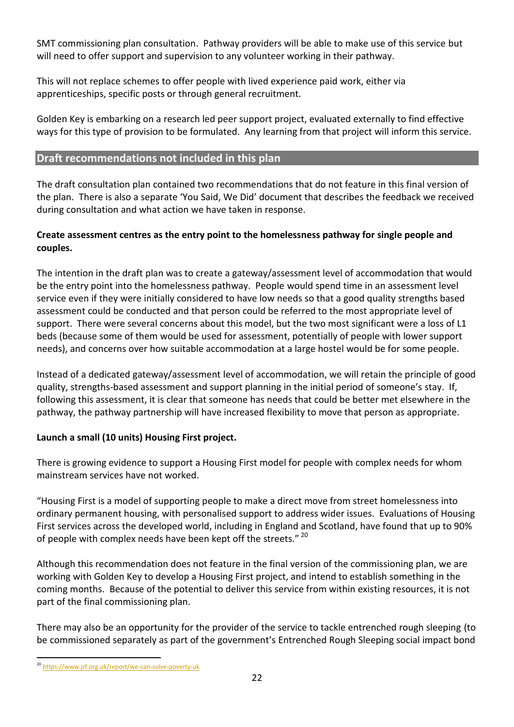SMT commissioning plan consultation. Pathway providers will be able to make use of this service but will need to offer support and supervision to any volunteer working in their pathway.

This will not replace schemes to offer people with lived experience paid work, either via apprenticeships, specific posts or through general recruitment.

Golden Key is embarking on a research led peer support project, evaluated externally to find effective ways for this type of provision to be formulated. Any learning from that project will inform this service.

## Draft recommendations not included in this plan

The draft consultation plan contained two recommendations that do not feature in this final version of the plan. There is also a separate 'You Said, We Did' document that describes the feedback we received during consultation and what action we have taken in response.

**Create assessment centres as the entry point to the homelessness pathway for single people and couples.**

The intention in the draft plan was to create a gateway/assessment level of accommodation that would be the entry point into the homelessness pathway. People would spend time in an assessment level service even if they were initially considered to have low needs so that a good quality strengths based assessment could be conducted and that person could be referred to the most appropriate level of support. There were several concerns about this model, but the two most significant were a loss of L1 beds (because some of them would be used for assessment, potentially of people with lower support needs), and concerns over how suitable accommodation at a large hostel would be for some people.

Instead of a dedicated gateway/assessment level of accommodation, we will retain the principle of good quality, strengths-based assessment and support planning in the initial period of someone's stay. If, following this assessment, it is clear that someone has needs that could be better met elsewhere in the pathway, the pathway partnership will have increased flexibility to move that person as appropriate.

**Launch a small (10 units) Housing First project.**

There is growing evidence to support a Housing First model for people with complex needs for whom mainstream services have not worked.

"Housing First is a model of supporting people to make a direct move from street homelessness into ordinary permanent housing, with personalised support to address wider issues. Evaluations of Housing First services across the developed world, including in England and Scotland, have found that up to 90% of people with complex needs have been kept off the streets." [20]

Although this recommendation does not feature in the final version of the commissioning plan, we are working with Golden Key to develop a Housing First project, and intend to establish something in the coming months. Because of the potential to deliver this service from within existing resources, it is not part of the final commissioning plan.

There may also be an opportunity for the provider of the service to tackle entrenched rough sleeping (to be commissioned separately as part of the government's Entrenched Rough Sleeping social impact bond

[20] https://www.jrf.org.uk/report/we-can-solve-poverty-uk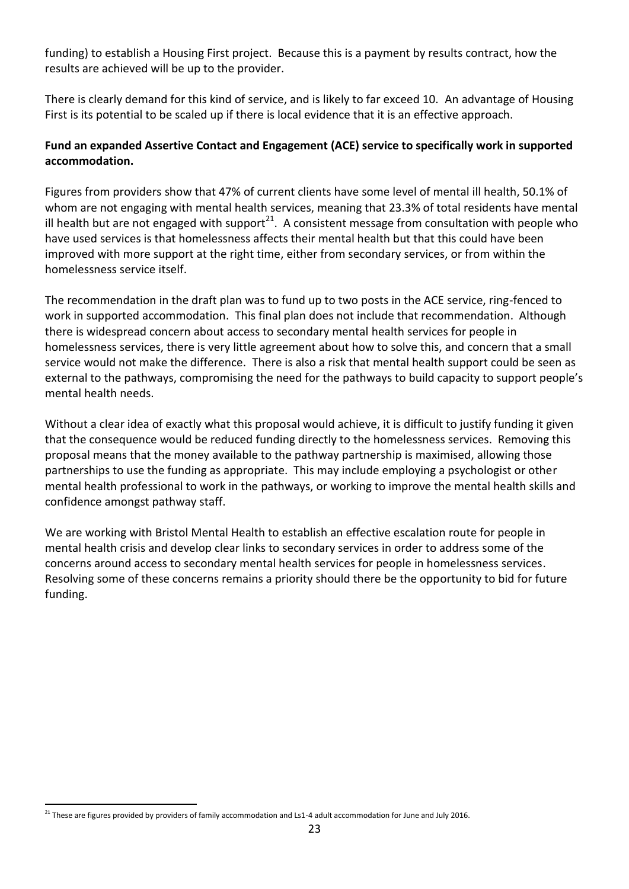funding) to establish a Housing First project. Because this is a payment by results contract, how the results are achieved will be up to the provider.

There is clearly demand for this kind of service, and is likely to far exceed 10. An advantage of Housing First is its potential to be scaled up if there is local evidence that it is an effective approach.

**Fund an expanded Assertive Contact and Engagement (ACE) service to specifically work in supported accommodation.**

Figures from providers show that 47% of current clients have some level of mental ill health, 50.1% of whom are not engaging with mental health services, meaning that 23.3% of total residents have mental ill health but are not engaged with support[21]. A consistent message from consultation with people who have used services is that homelessness affects their mental health but that this could have been improved with more support at the right time, either from secondary services, or from within the homelessness service itself.

The recommendation in the draft plan was to fund up to two posts in the ACE service, ring-fenced to work in supported accommodation. This final plan does not include that recommendation. Although there is widespread concern about access to secondary mental health services for people in homelessness services, there is very little agreement about how to solve this, and concern that a small service would not make the difference. There is also a risk that mental health support could be seen as external to the pathways, compromising the need for the pathways to build capacity to support people's mental health needs.

Without a clear idea of exactly what this proposal would achieve, it is difficult to justify funding it given that the consequence would be reduced funding directly to the homelessness services. Removing this proposal means that the money available to the pathway partnership is maximised, allowing those partnerships to use the funding as appropriate. This may include employing a psychologist or other mental health professional to work in the pathways, or working to improve the mental health skills and confidence amongst pathway staff.

We are working with Bristol Mental Health to establish an effective escalation route for people in mental health crisis and develop clear links to secondary services in order to address some of the concerns around access to secondary mental health services for people in homelessness services. Resolving some of these concerns remains a priority should there be the opportunity to bid for future funding.

[21] These are figures provided by providers of family accommodation and Ls1-4 adult accommodation for June and July 2016.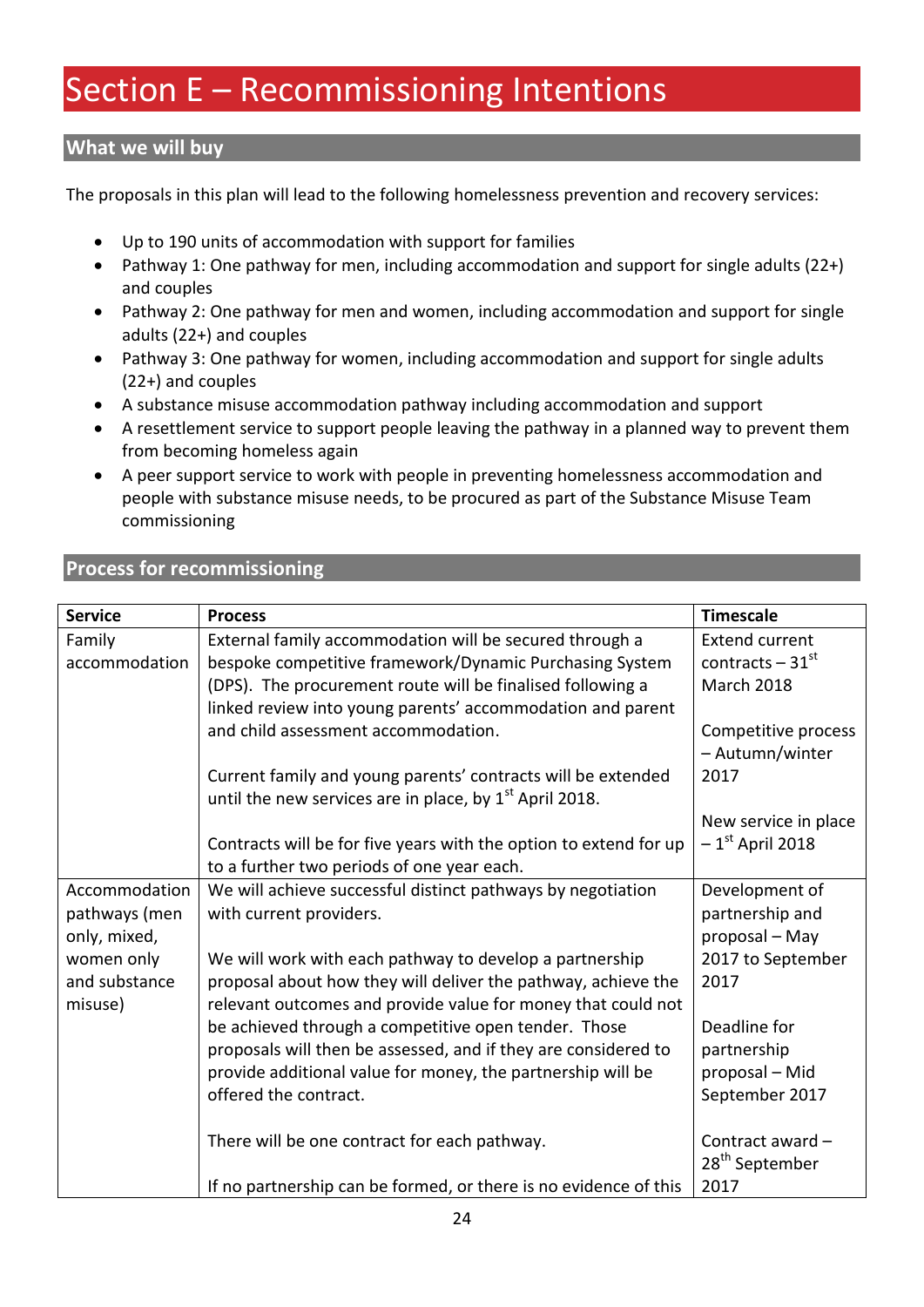# Section E – Recommissioning Intentions

## What we will buy

The proposals in this plan will lead to the following homelessness prevention and recovery services:

- Up to 190 units of accommodation with support for families
- Pathway 1: One pathway for men, including accommodation and support for single adults (22+) and couples
- Pathway 2: One pathway for men and women, including accommodation and support for single adults (22+) and couples
- Pathway 3: One pathway for women, including accommodation and support for single adults (22+) and couples
- A substance misuse accommodation pathway including accommodation and support
- A resettlement service to support people leaving the pathway in a planned way to prevent them from becoming homeless again
- A peer support service to work with people in preventing homelessness accommodation and people with substance misuse needs, to be procured as part of the Substance Misuse Team commissioning

## Process for recommissioning

| Service | Process | Timescale |
|---|---|---|
| Family accommodation | External family accommodation will be secured through a bespoke competitive framework/Dynamic Purchasing System (DPS). The procurement route will be finalised following a linked review into young parents' accommodation and parent and child assessment accommodation.<br><br>Current family and young parents' contracts will be extended until the new services are in place, by 1st April 2018.<br><br>Contracts will be for five years with the option to extend for up to a further two periods of one year each. | Extend current contracts – 31st March 2018<br><br>Competitive process – Autumn/winter 2017<br><br>New service in place – 1st April 2018 |
| Accommodation pathways (men only, mixed, women only and substance misuse) | We will achieve successful distinct pathways by negotiation with current providers.<br><br>We will work with each pathway to develop a partnership proposal about how they will deliver the pathway, achieve the relevant outcomes and provide value for money that could not be achieved through a competitive open tender. Those proposals will then be assessed, and if they are considered to provide additional value for money, the partnership will be offered the contract.<br><br>There will be one contract for each pathway.<br><br>If no partnership can be formed, or there is no evidence of this | Development of partnership and proposal – May 2017 to September 2017<br><br>Deadline for partnership proposal – Mid September 2017<br><br>Contract award – 28th September 2017 |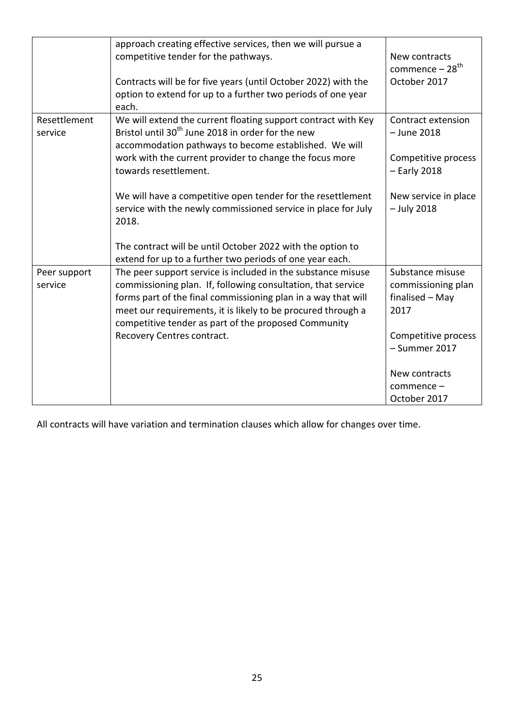| | | |
|---|---|---|
| | approach creating effective services, then we will pursue a competitive tender for the pathways.<br><br>Contracts will be for five years (until October 2022) with the option to extend for up to a further two periods of one year each. | New contracts commence – 28th October 2017 |
| Resettlement service | We will extend the current floating support contract with Key Bristol until 30th June 2018 in order for the new accommodation pathways to become established. We will work with the current provider to change the focus more towards resettlement.<br><br>We will have a competitive open tender for the resettlement service with the newly commissioned service in place for July 2018.<br><br>The contract will be until October 2022 with the option to extend for up to a further two periods of one year each. | Contract extension – June 2018<br><br>Competitive process – Early 2018<br><br>New service in place – July 2018 |
| Peer support service | The peer support service is included in the substance misuse commissioning plan. If, following consultation, that service forms part of the final commissioning plan in a way that will meet our requirements, it is likely to be procured through a competitive tender as part of the proposed Community Recovery Centres contract. | Substance misuse commissioning plan finalised – May 2017<br><br>Competitive process – Summer 2017<br><br>New contracts commence – October 2017 |

All contracts will have variation and termination clauses which allow for changes over time.